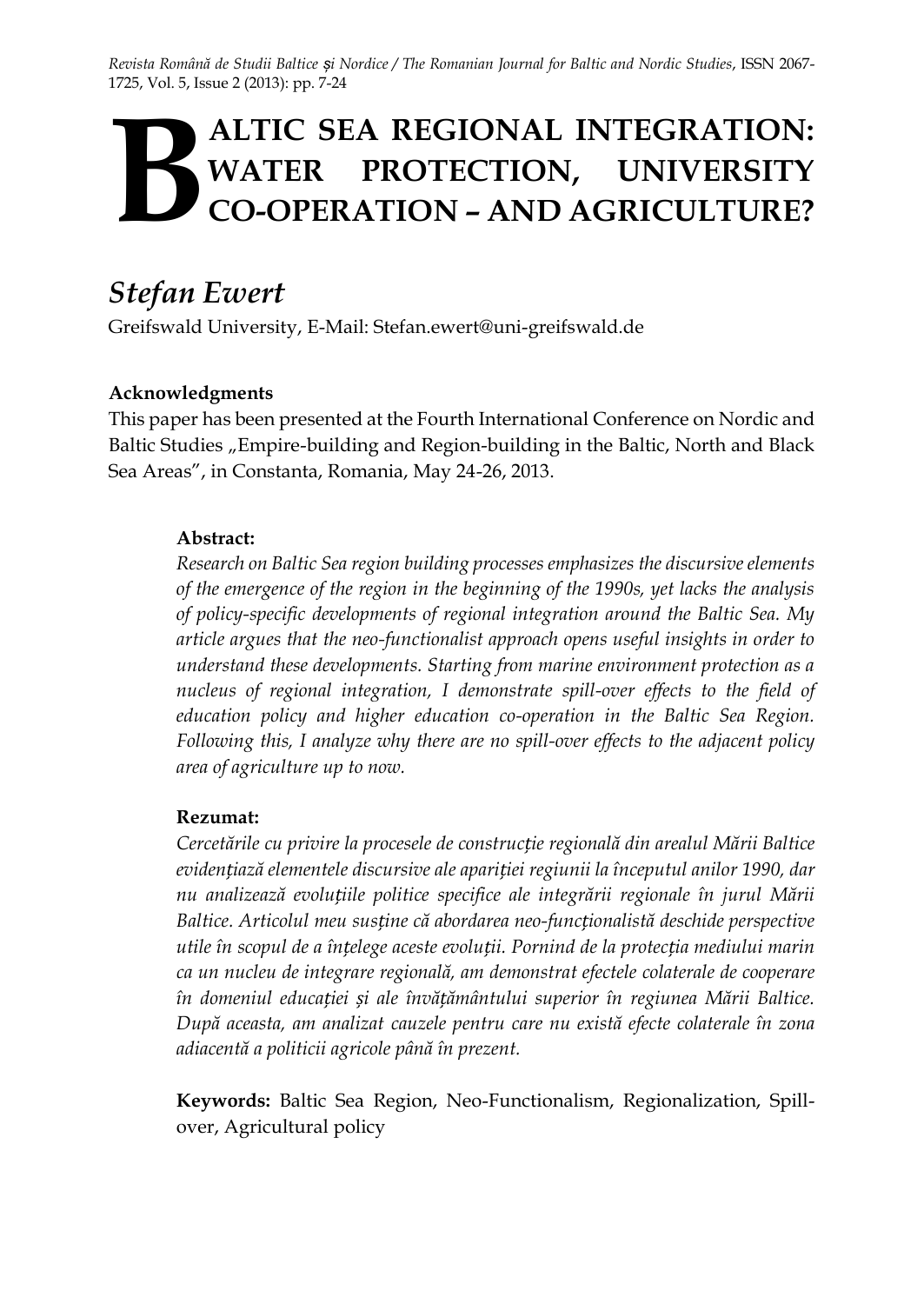# BALTIC SEA REGIONAL INTEGRATION: WATER PROTECTION, UNIVERSITY CO-OPERATION – AND AGRICULTURE?

## *Stefan Ewert*

Greifswald University, E-Mail: Stefan.ewert@uni-greifswald.de

**Acknowledgments**

This paper has been presented at the Fourth International Conference on Nordic and Baltic Studies „Empire-building and Region-building in the Baltic, North and Black Sea Areas", in Constanta, Romania, May 24-26, 2013.

**Abstract:**

*Research on Baltic Sea region building processes emphasizes the discursive elements of the emergence of the region in the beginning of the 1990s, yet lacks the analysis of policy-specific developments of regional integration around the Baltic Sea. My article argues that the neo-functionalist approach opens useful insights in order to understand these developments. Starting from marine environment protection as a nucleus of regional integration, I demonstrate spill-over effects to the field of education policy and higher education co-operation in the Baltic Sea Region. Following this, I analyze why there are no spill-over effects to the adjacent policy area of agriculture up to now.*

**Rezumat:**

*Cercetările cu privire la procesele de construcție regională din arealul Mării Baltice evidențiază elementele discursive ale apariției regiunii la începutul anilor 1990, dar nu analizează evoluțiile politice specifice ale integrării regionale în jurul Mării Baltice. Articolul meu susține că abordarea neo-funcționalistă deschide perspective utile în scopul de a înțelege aceste evoluții. Pornind de la protecția mediului marin ca un nucleu de integrare regională, am demonstrat efectele colaterale de cooperare în domeniul educației și ale învățământului superior în regiunea Mării Baltice. După aceasta, am analizat cauzele pentru care nu există efecte colaterale în zona adiacentă a politicii agricole până în prezent.*

**Keywords:** Baltic Sea Region, Neo-Functionalism, Regionalization, Spill-over, Agricultural policy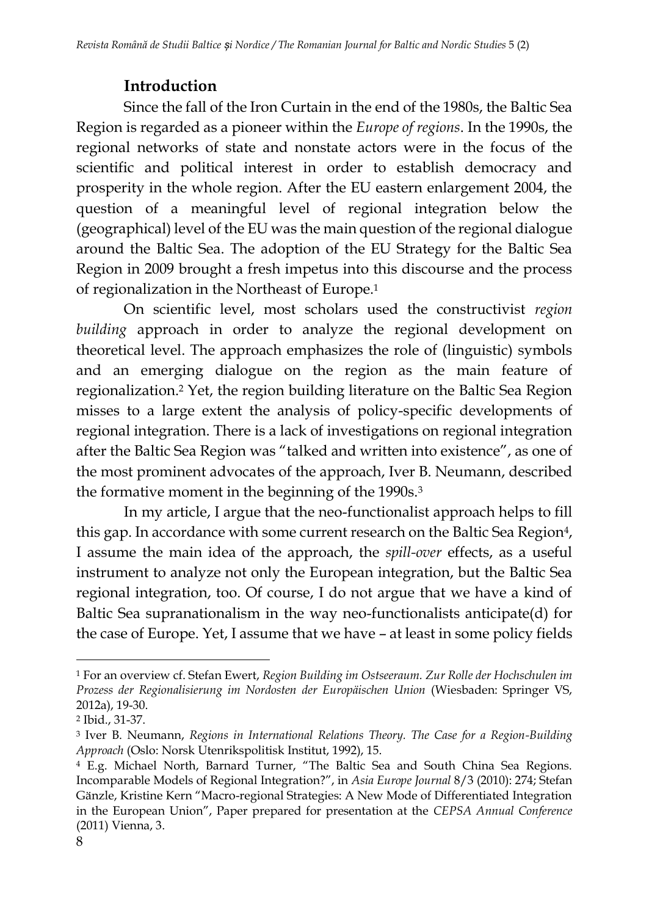## Introduction

Since the fall of the Iron Curtain in the end of the 1980s, the Baltic Sea Region is regarded as a pioneer within the *Europe of regions*. In the 1990s, the regional networks of state and nonstate actors were in the focus of the scientific and political interest in order to establish democracy and prosperity in the whole region. After the EU eastern enlargement 2004, the question of a meaningful level of regional integration below the (geographical) level of the EU was the main question of the regional dialogue around the Baltic Sea. The adoption of the EU Strategy for the Baltic Sea Region in 2009 brought a fresh impetus into this discourse and the process of regionalization in the Northeast of Europe.[1]

On scientific level, most scholars used the constructivist *region building* approach in order to analyze the regional development on theoretical level. The approach emphasizes the role of (linguistic) symbols and an emerging dialogue on the region as the main feature of regionalization.[2] Yet, the region building literature on the Baltic Sea Region misses to a large extent the analysis of policy-specific developments of regional integration. There is a lack of investigations on regional integration after the Baltic Sea Region was "talked and written into existence", as one of the most prominent advocates of the approach, Iver B. Neumann, described the formative moment in the beginning of the 1990s.[3]

In my article, I argue that the neo-functionalist approach helps to fill this gap. In accordance with some current research on the Baltic Sea Region[4], I assume the main idea of the approach, the *spill-over* effects, as a useful instrument to analyze not only the European integration, but the Baltic Sea regional integration, too. Of course, I do not argue that we have a kind of Baltic Sea supranationalism in the way neo-functionalists anticipate(d) for the case of Europe. Yet, I assume that we have – at least in some policy fields

---

[1] For an overview cf. Stefan Ewert, *Region Building im Ostseeraum. Zur Rolle der Hochschulen im Prozess der Regionalisierung im Nordosten der Europäischen Union* (Wiesbaden: Springer VS, 2012a), 19-30.

[2] Ibid., 31-37.

[3] Iver B. Neumann, *Regions in International Relations Theory. The Case for a Region-Building Approach* (Oslo: Norsk Utenrikspolitisk Institut, 1992), 15.

[4] E.g. Michael North, Barnard Turner, "The Baltic Sea and South China Sea Regions. Incomparable Models of Regional Integration?", in *Asia Europe Journal* 8/3 (2010): 274; Stefan Gänzle, Kristine Kern "Macro-regional Strategies: A New Mode of Differentiated Integration in the European Union", Paper prepared for presentation at the *CEPSA Annual Conference* (2011) Vienna, 3.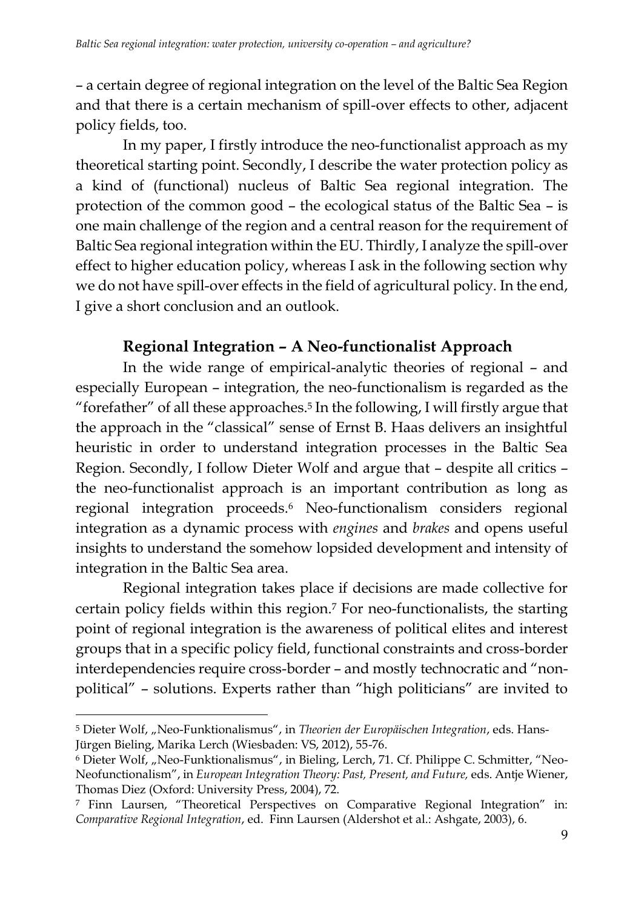– a certain degree of regional integration on the level of the Baltic Sea Region and that there is a certain mechanism of spill-over effects to other, adjacent policy fields, too.

In my paper, I firstly introduce the neo-functionalist approach as my theoretical starting point. Secondly, I describe the water protection policy as a kind of (functional) nucleus of Baltic Sea regional integration. The protection of the common good – the ecological status of the Baltic Sea – is one main challenge of the region and a central reason for the requirement of Baltic Sea regional integration within the EU. Thirdly, I analyze the spill-over effect to higher education policy, whereas I ask in the following section why we do not have spill-over effects in the field of agricultural policy. In the end, I give a short conclusion and an outlook.

## Regional Integration – A Neo-functionalist Approach

In the wide range of empirical-analytic theories of regional – and especially European – integration, the neo-functionalism is regarded as the "forefather" of all these approaches.[5] In the following, I will firstly argue that the approach in the "classical" sense of Ernst B. Haas delivers an insightful heuristic in order to understand integration processes in the Baltic Sea Region. Secondly, I follow Dieter Wolf and argue that – despite all critics – the neo-functionalist approach is an important contribution as long as regional integration proceeds.[6] Neo-functionalism considers regional integration as a dynamic process with *engines* and *brakes* and opens useful insights to understand the somehow lopsided development and intensity of integration in the Baltic Sea area.

Regional integration takes place if decisions are made collective for certain policy fields within this region.[7] For neo-functionalists, the starting point of regional integration is the awareness of political elites and interest groups that in a specific policy field, functional constraints and cross-border interdependencies require cross-border – and mostly technocratic and "non-political" – solutions. Experts rather than "high politicians" are invited to

---

[5] Dieter Wolf, „Neo-Funktionalismus", in *Theorien der Europäischen Integration*, eds. Hans-Jürgen Bieling, Marika Lerch (Wiesbaden: VS, 2012), 55-76.

[6] Dieter Wolf, „Neo-Funktionalismus", in Bieling, Lerch, 71. Cf. Philippe C. Schmitter, "Neo-Neofunctionalism", in *European Integration Theory: Past, Present, and Future,* eds. Antje Wiener, Thomas Diez (Oxford: University Press, 2004), 72.

[7] Finn Laursen, "Theoretical Perspectives on Comparative Regional Integration" in: *Comparative Regional Integration*, ed. Finn Laursen (Aldershot et al.: Ashgate, 2003), 6.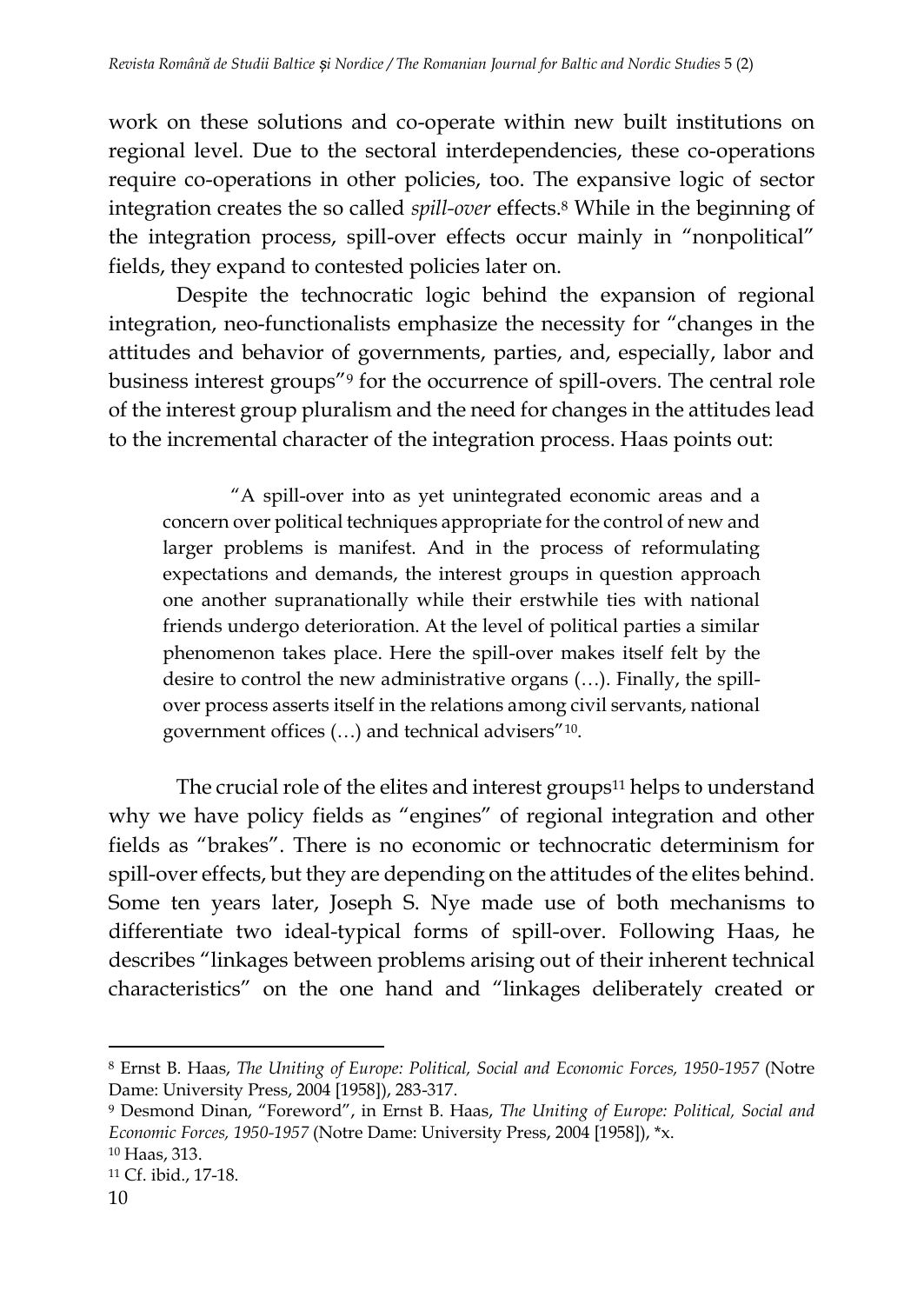work on these solutions and co-operate within new built institutions on regional level. Due to the sectoral interdependencies, these co-operations require co-operations in other policies, too. The expansive logic of sector integration creates the so called *spill-over* effects.[8] While in the beginning of the integration process, spill-over effects occur mainly in "nonpolitical" fields, they expand to contested policies later on.

Despite the technocratic logic behind the expansion of regional integration, neo-functionalists emphasize the necessity for "changes in the attitudes and behavior of governments, parties, and, especially, labor and business interest groups"[9] for the occurrence of spill-overs. The central role of the interest group pluralism and the need for changes in the attitudes lead to the incremental character of the integration process. Haas points out:

> "A spill-over into as yet unintegrated economic areas and a concern over political techniques appropriate for the control of new and larger problems is manifest. And in the process of reformulating expectations and demands, the interest groups in question approach one another supranationally while their erstwhile ties with national friends undergo deterioration. At the level of political parties a similar phenomenon takes place. Here the spill-over makes itself felt by the desire to control the new administrative organs (…). Finally, the spill-over process asserts itself in the relations among civil servants, national government offices (…) and technical advisers"[10].

The crucial role of the elites and interest groups[11] helps to understand why we have policy fields as "engines" of regional integration and other fields as "brakes". There is no economic or technocratic determinism for spill-over effects, but they are depending on the attitudes of the elites behind. Some ten years later, Joseph S. Nye made use of both mechanisms to differentiate two ideal-typical forms of spill-over. Following Haas, he describes "linkages between problems arising out of their inherent technical characteristics" on the one hand and "linkages deliberately created or

---

[8] Ernst B. Haas, *The Uniting of Europe: Political, Social and Economic Forces, 1950-1957* (Notre Dame: University Press, 2004 [1958]), 283-317.

[9] Desmond Dinan, "Foreword", in Ernst B. Haas, *The Uniting of Europe: Political, Social and Economic Forces, 1950-1957* (Notre Dame: University Press, 2004 [1958]), *x.

[10] Haas, 313.

[11] Cf. ibid., 17-18.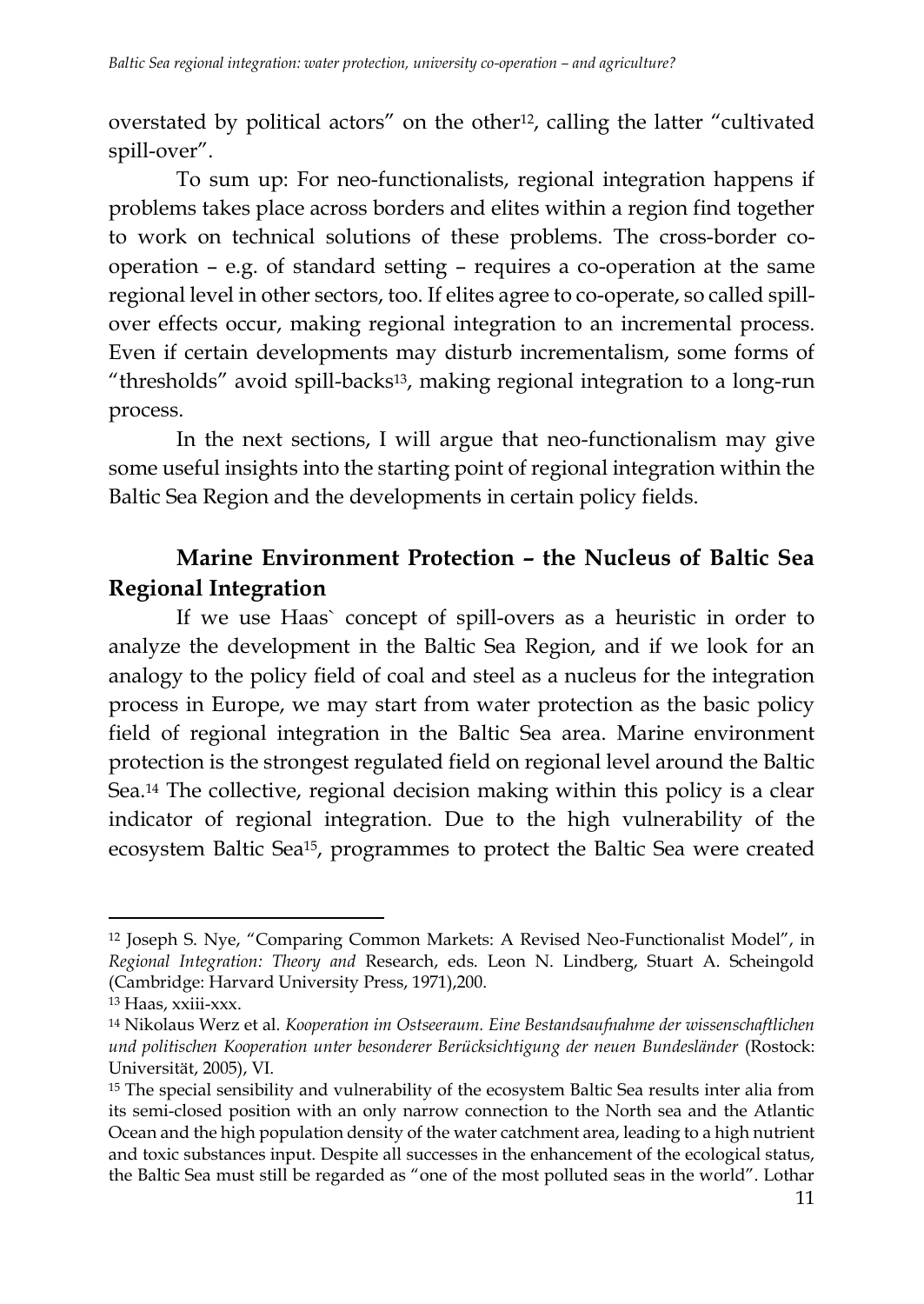overstated by political actors" on the other[12], calling the latter "cultivated spill-over".

To sum up: For neo-functionalists, regional integration happens if problems takes place across borders and elites within a region find together to work on technical solutions of these problems. The cross-border co-operation – e.g. of standard setting – requires a co-operation at the same regional level in other sectors, too. If elites agree to co-operate, so called spill-over effects occur, making regional integration to an incremental process. Even if certain developments may disturb incrementalism, some forms of "thresholds" avoid spill-backs[13], making regional integration to a long-run process.

In the next sections, I will argue that neo-functionalism may give some useful insights into the starting point of regional integration within the Baltic Sea Region and the developments in certain policy fields.

## Marine Environment Protection – the Nucleus of Baltic Sea Regional Integration

If we use Haas` concept of spill-overs as a heuristic in order to analyze the development in the Baltic Sea Region, and if we look for an analogy to the policy field of coal and steel as a nucleus for the integration process in Europe, we may start from water protection as the basic policy field of regional integration in the Baltic Sea area. Marine environment protection is the strongest regulated field on regional level around the Baltic Sea.[14] The collective, regional decision making within this policy is a clear indicator of regional integration. Due to the high vulnerability of the ecosystem Baltic Sea[15], programmes to protect the Baltic Sea were created

---

[12] Joseph S. Nye, "Comparing Common Markets: A Revised Neo-Functionalist Model", in *Regional Integration: Theory and* Research, eds. Leon N. Lindberg, Stuart A. Scheingold (Cambridge: Harvard University Press, 1971),200.

[13] Haas, xxiii-xxx.

[14] Nikolaus Werz et al. *Kooperation im Ostseeraum. Eine Bestandsaufnahme der wissenschaftlichen und politischen Kooperation unter besonderer Berücksichtigung der neuen Bundesländer* (Rostock: Universität, 2005), VI.

[15] The special sensibility and vulnerability of the ecosystem Baltic Sea results inter alia from its semi-closed position with an only narrow connection to the North sea and the Atlantic Ocean and the high population density of the water catchment area, leading to a high nutrient and toxic substances input. Despite all successes in the enhancement of the ecological status, the Baltic Sea must still be regarded as "one of the most polluted seas in the world". Lothar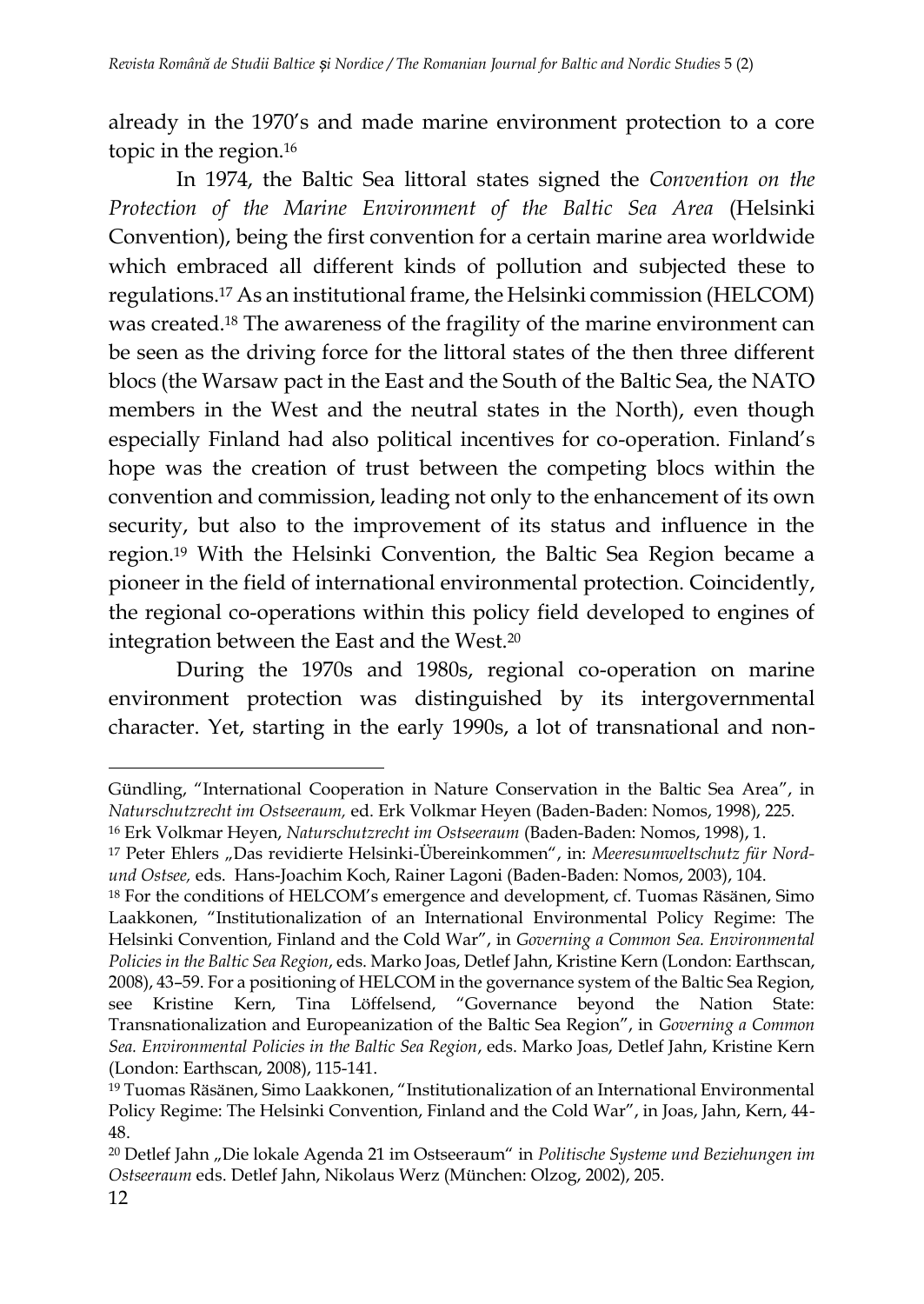already in the 1970's and made marine environment protection to a core topic in the region.[16]

In 1974, the Baltic Sea littoral states signed the *Convention on the Protection of the Marine Environment of the Baltic Sea Area* (Helsinki Convention), being the first convention for a certain marine area worldwide which embraced all different kinds of pollution and subjected these to regulations.[17] As an institutional frame, the Helsinki commission (HELCOM) was created.[18] The awareness of the fragility of the marine environment can be seen as the driving force for the littoral states of the then three different blocs (the Warsaw pact in the East and the South of the Baltic Sea, the NATO members in the West and the neutral states in the North), even though especially Finland had also political incentives for co-operation. Finland's hope was the creation of trust between the competing blocs within the convention and commission, leading not only to the enhancement of its own security, but also to the improvement of its status and influence in the region.[19] With the Helsinki Convention, the Baltic Sea Region became a pioneer in the field of international environmental protection. Coincidently, the regional co-operations within this policy field developed to engines of integration between the East and the West.[20]

During the 1970s and 1980s, regional co-operation on marine environment protection was distinguished by its intergovernmental character. Yet, starting in the early 1990s, a lot of transnational and non-

---

Gündling, "International Cooperation in Nature Conservation in the Baltic Sea Area", in *Naturschutzrecht im Ostseeraum,* ed. Erk Volkmar Heyen (Baden-Baden: Nomos, 1998), 225.

[16] Erk Volkmar Heyen, *Naturschutzrecht im Ostseeraum* (Baden-Baden: Nomos, 1998), 1.

[17] Peter Ehlers „Das revidierte Helsinki-Übereinkommen", in: *Meeresumweltschutz für Nord- und Ostsee,* eds. Hans-Joachim Koch, Rainer Lagoni (Baden-Baden: Nomos, 2003), 104.

[18] For the conditions of HELCOM's emergence and development, cf. Tuomas Räsänen, Simo Laakkonen, "Institutionalization of an International Environmental Policy Regime: The Helsinki Convention, Finland and the Cold War", in *Governing a Common Sea. Environmental Policies in the Baltic Sea Region*, eds. Marko Joas, Detlef Jahn, Kristine Kern (London: Earthscan, 2008), 43–59. For a positioning of HELCOM in the governance system of the Baltic Sea Region, see Kristine Kern, Tina Löffelsend, "Governance beyond the Nation State: Transnationalization and Europeanization of the Baltic Sea Region", in *Governing a Common Sea. Environmental Policies in the Baltic Sea Region*, eds. Marko Joas, Detlef Jahn, Kristine Kern (London: Earthscan, 2008), 115-141.

[19] Tuomas Räsänen, Simo Laakkonen, "Institutionalization of an International Environmental Policy Regime: The Helsinki Convention, Finland and the Cold War", in Joas, Jahn, Kern, 44-48.

[20] Detlef Jahn „Die lokale Agenda 21 im Ostseeraum" in *Politische Systeme und Beziehungen im Ostseeraum* eds. Detlef Jahn, Nikolaus Werz (München: Olzog, 2002), 205.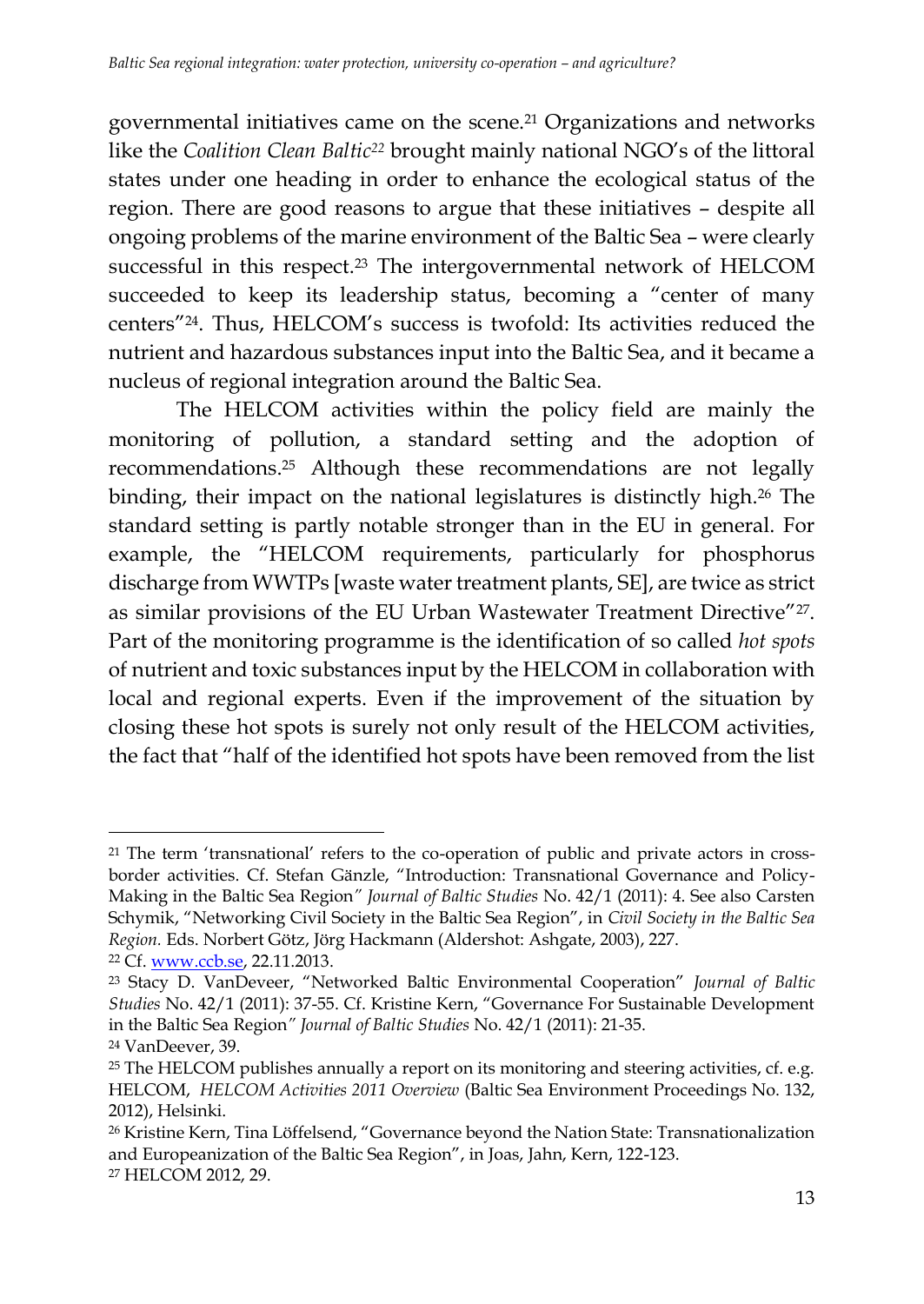governmental initiatives came on the scene.[21] Organizations and networks like the *Coalition Clean Baltic*[22] brought mainly national NGO's of the littoral states under one heading in order to enhance the ecological status of the region. There are good reasons to argue that these initiatives – despite all ongoing problems of the marine environment of the Baltic Sea – were clearly successful in this respect.[23] The intergovernmental network of HELCOM succeeded to keep its leadership status, becoming a "center of many centers"[24]. Thus, HELCOM's success is twofold: Its activities reduced the nutrient and hazardous substances input into the Baltic Sea, and it became a nucleus of regional integration around the Baltic Sea.

The HELCOM activities within the policy field are mainly the monitoring of pollution, a standard setting and the adoption of recommendations.[25] Although these recommendations are not legally binding, their impact on the national legislatures is distinctly high.[26] The standard setting is partly notable stronger than in the EU in general. For example, the "HELCOM requirements, particularly for phosphorus discharge from WWTPs [waste water treatment plants, SE], are twice as strict as similar provisions of the EU Urban Wastewater Treatment Directive"[27]. Part of the monitoring programme is the identification of so called *hot spots* of nutrient and toxic substances input by the HELCOM in collaboration with local and regional experts. Even if the improvement of the situation by closing these hot spots is surely not only result of the HELCOM activities, the fact that "half of the identified hot spots have been removed from the list

---

[21] The term 'transnational' refers to the co-operation of public and private actors in cross-border activities. Cf. Stefan Gänzle, "Introduction: Transnational Governance and Policy-Making in the Baltic Sea Region" *Journal of Baltic Studies* No. 42/1 (2011): 4. See also Carsten Schymik, "Networking Civil Society in the Baltic Sea Region", in *Civil Society in the Baltic Sea Region.* Eds. Norbert Götz, Jörg Hackmann (Aldershot: Ashgate, 2003), 227.

[22] Cf. www.ccb.se, 22.11.2013.

[23] Stacy D. VanDeveer, "Networked Baltic Environmental Cooperation" *Journal of Baltic Studies* No. 42/1 (2011): 37-55. Cf. Kristine Kern, "Governance For Sustainable Development in the Baltic Sea Region" *Journal of Baltic Studies* No. 42/1 (2011): 21-35.

[24] VanDeever, 39.

[25] The HELCOM publishes annually a report on its monitoring and steering activities, cf. e.g. HELCOM, *HELCOM Activities 2011 Overview* (Baltic Sea Environment Proceedings No. 132, 2012), Helsinki.

[26] Kristine Kern, Tina Löffelsend, "Governance beyond the Nation State: Transnationalization and Europeanization of the Baltic Sea Region", in Joas, Jahn, Kern, 122-123.

[27] HELCOM 2012, 29.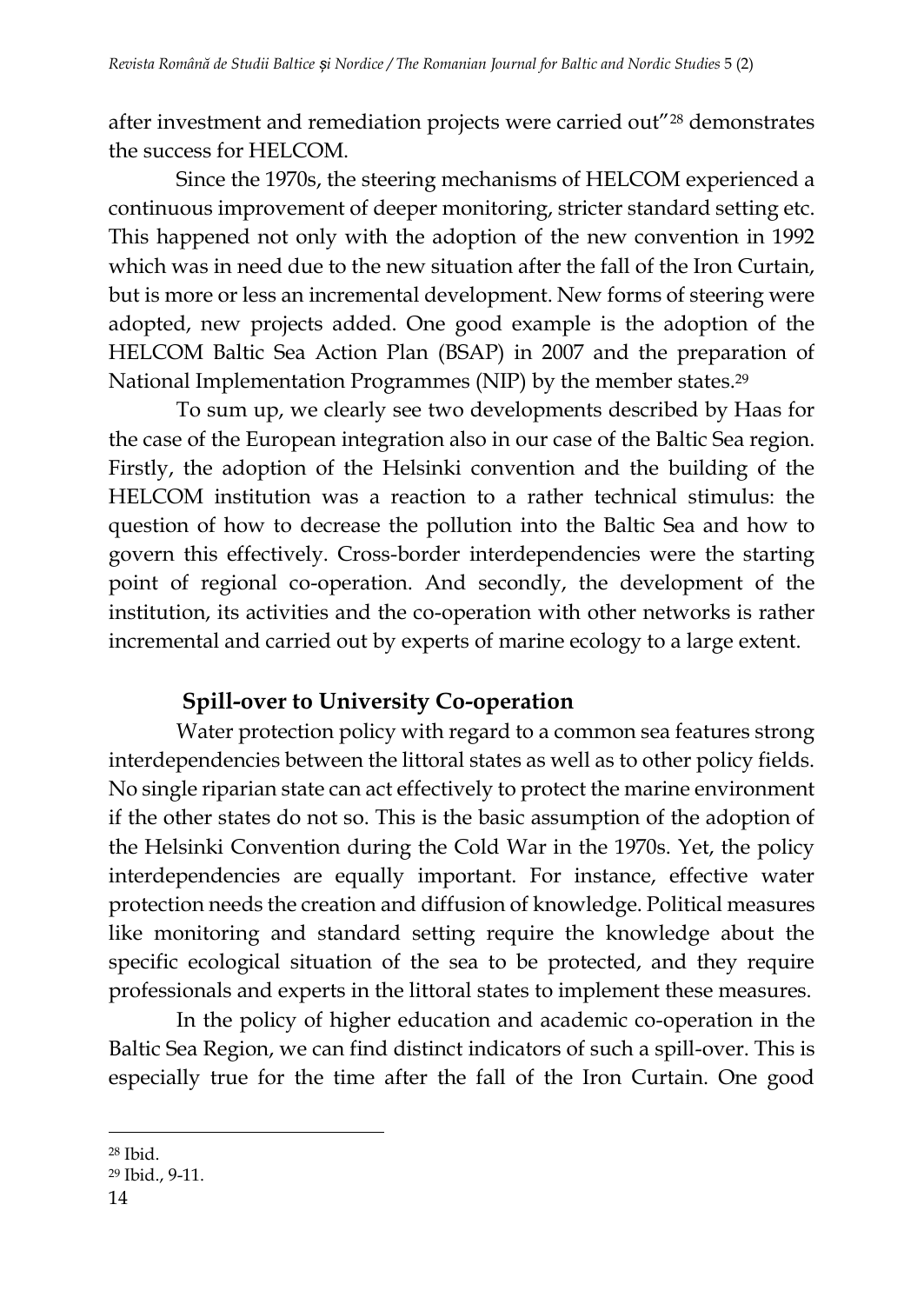after investment and remediation projects were carried out"[28] demonstrates the success for HELCOM.

Since the 1970s, the steering mechanisms of HELCOM experienced a continuous improvement of deeper monitoring, stricter standard setting etc. This happened not only with the adoption of the new convention in 1992 which was in need due to the new situation after the fall of the Iron Curtain, but is more or less an incremental development. New forms of steering were adopted, new projects added. One good example is the adoption of the HELCOM Baltic Sea Action Plan (BSAP) in 2007 and the preparation of National Implementation Programmes (NIP) by the member states.[29]

To sum up, we clearly see two developments described by Haas for the case of the European integration also in our case of the Baltic Sea region. Firstly, the adoption of the Helsinki convention and the building of the HELCOM institution was a reaction to a rather technical stimulus: the question of how to decrease the pollution into the Baltic Sea and how to govern this effectively. Cross-border interdependencies were the starting point of regional co-operation. And secondly, the development of the institution, its activities and the co-operation with other networks is rather incremental and carried out by experts of marine ecology to a large extent.

## Spill-over to University Co-operation

Water protection policy with regard to a common sea features strong interdependencies between the littoral states as well as to other policy fields. No single riparian state can act effectively to protect the marine environment if the other states do not so. This is the basic assumption of the adoption of the Helsinki Convention during the Cold War in the 1970s. Yet, the policy interdependencies are equally important. For instance, effective water protection needs the creation and diffusion of knowledge. Political measures like monitoring and standard setting require the knowledge about the specific ecological situation of the sea to be protected, and they require professionals and experts in the littoral states to implement these measures.

In the policy of higher education and academic co-operation in the Baltic Sea Region, we can find distinct indicators of such a spill-over. This is especially true for the time after the fall of the Iron Curtain. One good

[28] Ibid.

[29] Ibid., 9-11.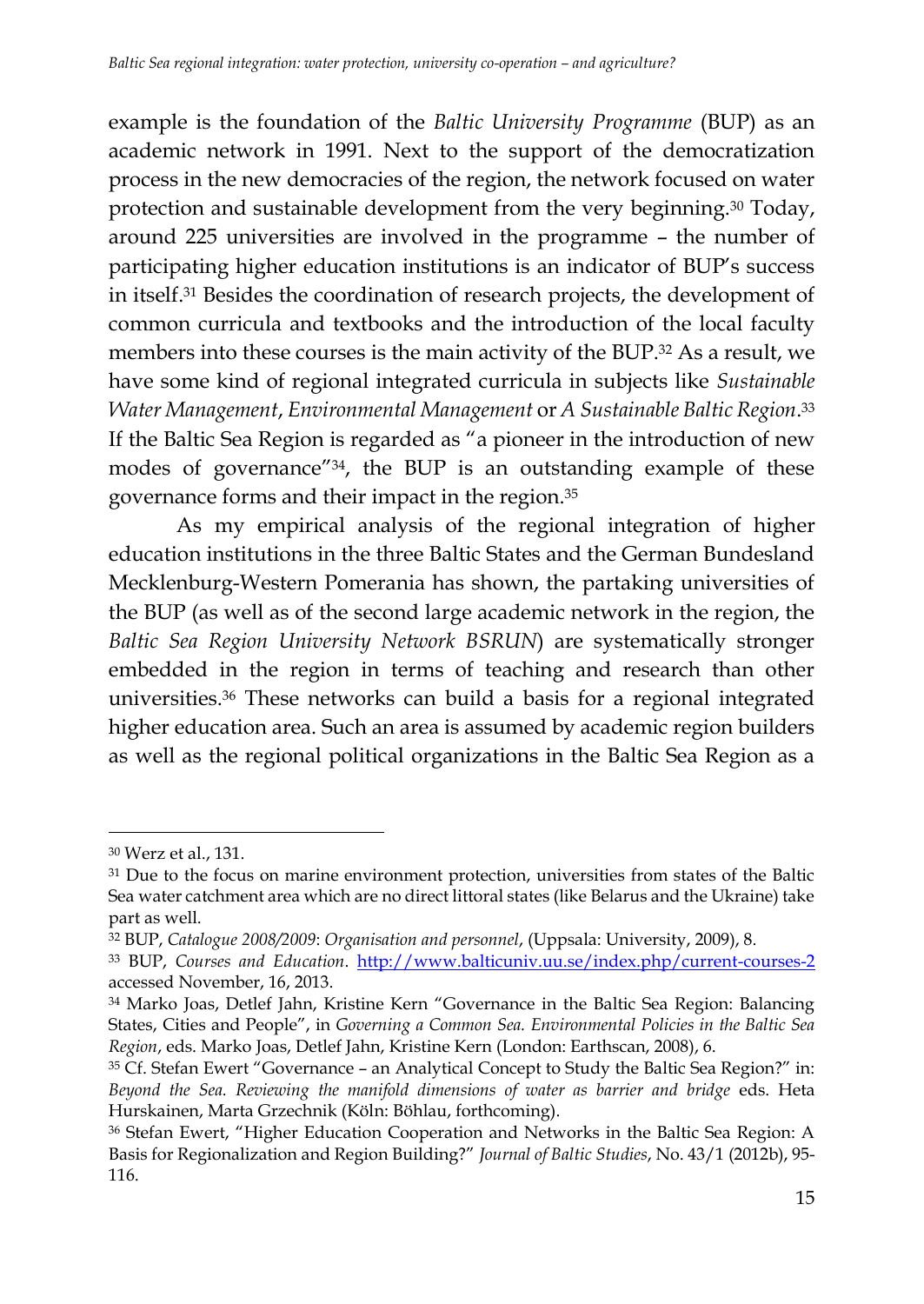example is the foundation of the *Baltic University Programme* (BUP) as an academic network in 1991. Next to the support of the democratization process in the new democracies of the region, the network focused on water protection and sustainable development from the very beginning.[30] Today, around 225 universities are involved in the programme – the number of participating higher education institutions is an indicator of BUP's success in itself.[31] Besides the coordination of research projects, the development of common curricula and textbooks and the introduction of the local faculty members into these courses is the main activity of the BUP.[32] As a result, we have some kind of regional integrated curricula in subjects like *Sustainable Water Management*, *Environmental Management* or *A Sustainable Baltic Region*.[33] If the Baltic Sea Region is regarded as "a pioneer in the introduction of new modes of governance"[34], the BUP is an outstanding example of these governance forms and their impact in the region.[35]

As my empirical analysis of the regional integration of higher education institutions in the three Baltic States and the German Bundesland Mecklenburg-Western Pomerania has shown, the partaking universities of the BUP (as well as of the second large academic network in the region, the *Baltic Sea Region University Network BSRUN*) are systematically stronger embedded in the region in terms of teaching and research than other universities.[36] These networks can build a basis for a regional integrated higher education area. Such an area is assumed by academic region builders as well as the regional political organizations in the Baltic Sea Region as a

---

[30] Werz et al., 131.

[31] Due to the focus on marine environment protection, universities from states of the Baltic Sea water catchment area which are no direct littoral states (like Belarus and the Ukraine) take part as well.

[32] BUP, *Catalogue 2008/2009*: *Organisation and personnel*, (Uppsala: University, 2009), 8.

[33] BUP, *Courses and Education*. http://www.balticuniv.uu.se/index.php/current-courses-2 accessed November, 16, 2013.

[34] Marko Joas, Detlef Jahn, Kristine Kern "Governance in the Baltic Sea Region: Balancing States, Cities and People", in *Governing a Common Sea. Environmental Policies in the Baltic Sea Region*, eds. Marko Joas, Detlef Jahn, Kristine Kern (London: Earthscan, 2008), 6.

[35] Cf. Stefan Ewert "Governance – an Analytical Concept to Study the Baltic Sea Region?" in: *Beyond the Sea. Reviewing the manifold dimensions of water as barrier and bridge* eds. Heta Hurskainen, Marta Grzechnik (Köln: Böhlau, forthcoming).

[36] Stefan Ewert, "Higher Education Cooperation and Networks in the Baltic Sea Region: A Basis for Regionalization and Region Building?" *Journal of Baltic Studies*, No. 43/1 (2012b), 95-116.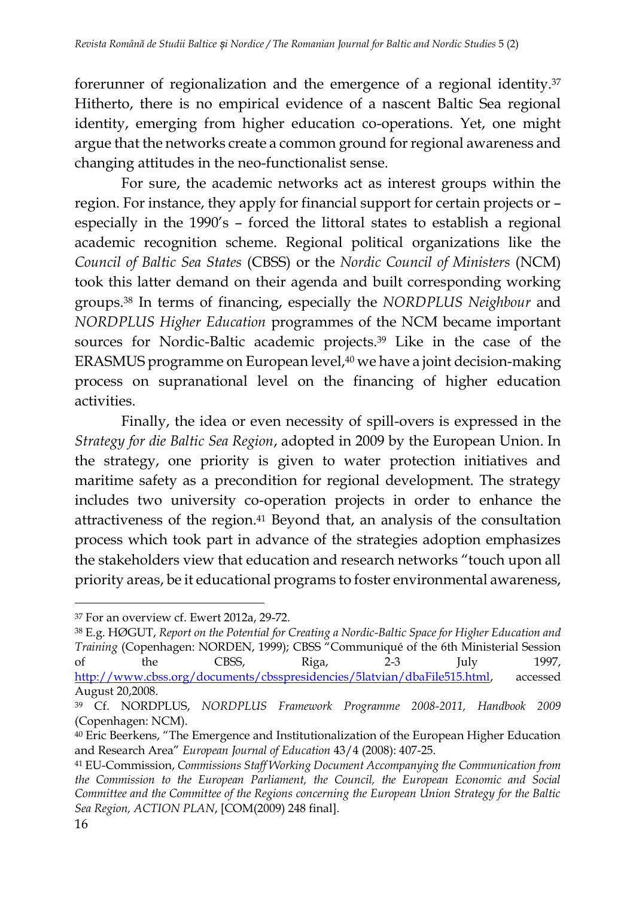forerunner of regionalization and the emergence of a regional identity.[37] Hitherto, there is no empirical evidence of a nascent Baltic Sea regional identity, emerging from higher education co-operations. Yet, one might argue that the networks create a common ground for regional awareness and changing attitudes in the neo-functionalist sense.

For sure, the academic networks act as interest groups within the region. For instance, they apply for financial support for certain projects or – especially in the 1990's – forced the littoral states to establish a regional academic recognition scheme. Regional political organizations like the *Council of Baltic Sea States* (CBSS) or the *Nordic Council of Ministers* (NCM) took this latter demand on their agenda and built corresponding working groups.[38] In terms of financing, especially the *NORDPLUS Neighbour* and *NORDPLUS Higher Education* programmes of the NCM became important sources for Nordic-Baltic academic projects.[39] Like in the case of the ERASMUS programme on European level,[40] we have a joint decision-making process on supranational level on the financing of higher education activities.

Finally, the idea or even necessity of spill-overs is expressed in the *Strategy for die Baltic Sea Region*, adopted in 2009 by the European Union. In the strategy, one priority is given to water protection initiatives and maritime safety as a precondition for regional development. The strategy includes two university co-operation projects in order to enhance the attractiveness of the region.[41] Beyond that, an analysis of the consultation process which took part in advance of the strategies adoption emphasizes the stakeholders view that education and research networks "touch upon all priority areas, be it educational programs to foster environmental awareness,

---

[37] For an overview cf. Ewert 2012a, 29-72.

[38] E.g. HØGUT, *Report on the Potential for Creating a Nordic-Baltic Space for Higher Education and Training* (Copenhagen: NORDEN, 1999); CBSS "Communiqué of the 6th Ministerial Session of the CBSS, Riga, 2-3 July 1997, http://www.cbss.org/documents/cbsspresidencies/5latvian/dbaFile515.html, accessed August 20,2008.

[39] Cf. NORDPLUS, *NORDPLUS Framework Programme 2008-2011, Handbook 2009* (Copenhagen: NCM).

[40] Eric Beerkens, "The Emergence and Institutionalization of the European Higher Education and Research Area" *European Journal of Education* 43/4 (2008): 407-25.

[41] EU-Commission, *Commissions Staff Working Document Accompanying the Communication from the Commission to the European Parliament, the Council, the European Economic and Social Committee and the Committee of the Regions concerning the European Union Strategy for the Baltic Sea Region, ACTION PLAN*, [COM(2009) 248 final].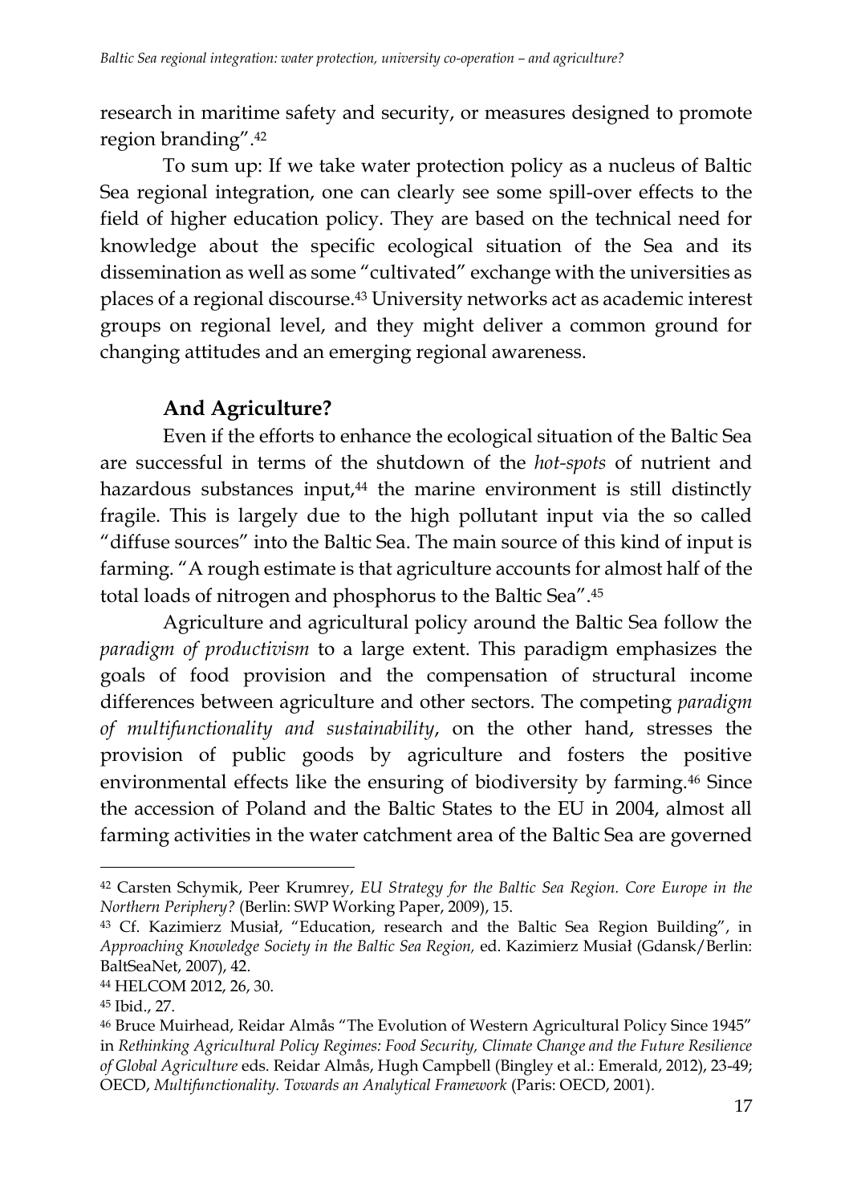research in maritime safety and security, or measures designed to promote region branding".[42]

To sum up: If we take water protection policy as a nucleus of Baltic Sea regional integration, one can clearly see some spill-over effects to the field of higher education policy. They are based on the technical need for knowledge about the specific ecological situation of the Sea and its dissemination as well as some "cultivated" exchange with the universities as places of a regional discourse.[43] University networks act as academic interest groups on regional level, and they might deliver a common ground for changing attitudes and an emerging regional awareness.

## And Agriculture?

Even if the efforts to enhance the ecological situation of the Baltic Sea are successful in terms of the shutdown of the *hot-spots* of nutrient and hazardous substances input,[44] the marine environment is still distinctly fragile. This is largely due to the high pollutant input via the so called "diffuse sources" into the Baltic Sea. The main source of this kind of input is farming. "A rough estimate is that agriculture accounts for almost half of the total loads of nitrogen and phosphorus to the Baltic Sea".[45]

Agriculture and agricultural policy around the Baltic Sea follow the *paradigm of productivism* to a large extent. This paradigm emphasizes the goals of food provision and the compensation of structural income differences between agriculture and other sectors. The competing *paradigm of multifunctionality and sustainability*, on the other hand, stresses the provision of public goods by agriculture and fosters the positive environmental effects like the ensuring of biodiversity by farming.[46] Since the accession of Poland and the Baltic States to the EU in 2004, almost all farming activities in the water catchment area of the Baltic Sea are governed

---

[42] Carsten Schymik, Peer Krumrey, *EU Strategy for the Baltic Sea Region. Core Europe in the Northern Periphery?* (Berlin: SWP Working Paper, 2009), 15.

[43] Cf. Kazimierz Musiał, "Education, research and the Baltic Sea Region Building", in *Approaching Knowledge Society in the Baltic Sea Region,* ed. Kazimierz Musiał (Gdansk/Berlin: BaltSeaNet, 2007), 42.

[44] HELCOM 2012, 26, 30.

[45] Ibid., 27.

[46] Bruce Muirhead, Reidar Almås "The Evolution of Western Agricultural Policy Since 1945" in *Rethinking Agricultural Policy Regimes: Food Security, Climate Change and the Future Resilience of Global Agriculture* eds. Reidar Almås, Hugh Campbell (Bingley et al.: Emerald, 2012), 23-49; OECD, *Multifunctionality. Towards an Analytical Framework* (Paris: OECD, 2001).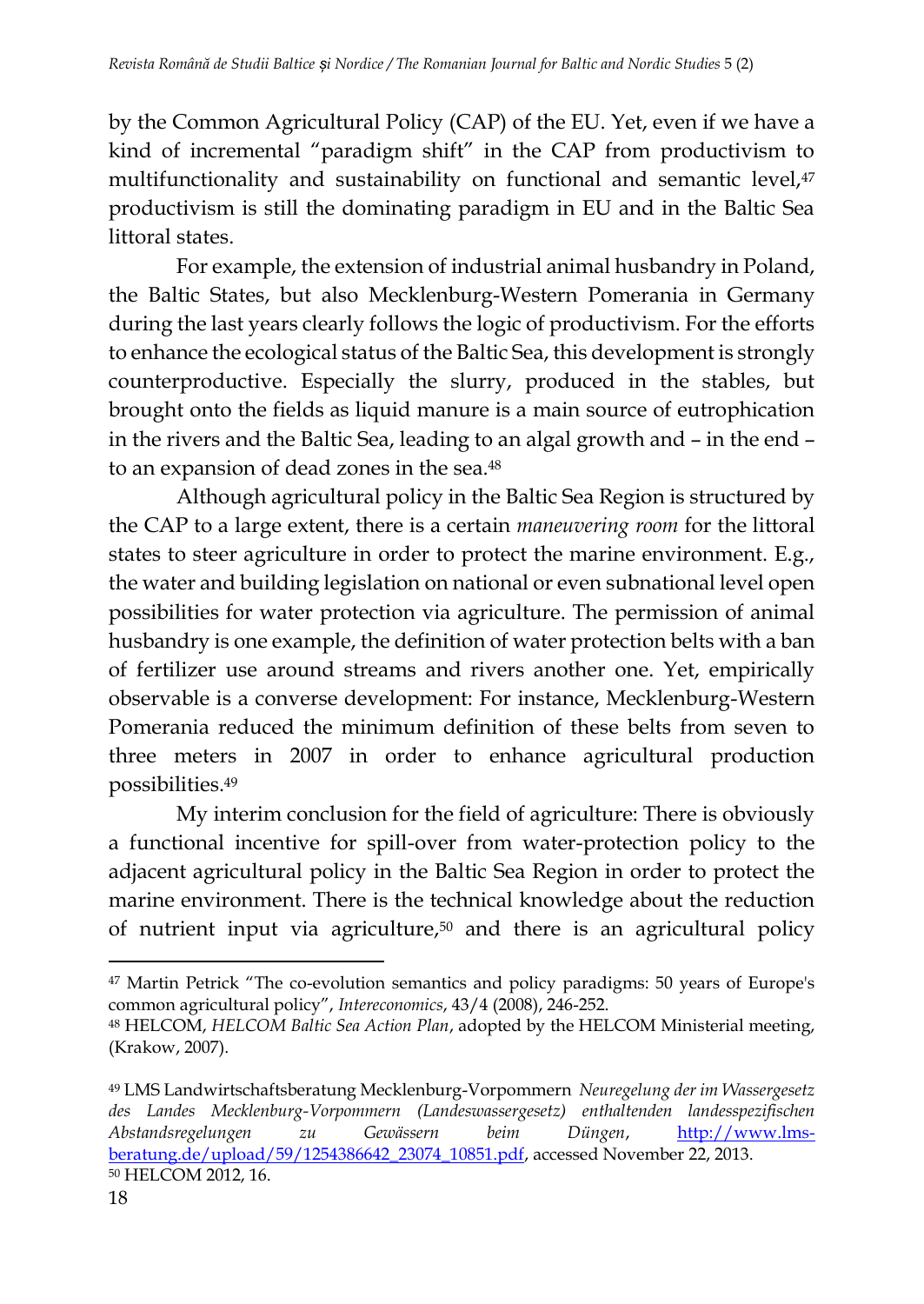by the Common Agricultural Policy (CAP) of the EU. Yet, even if we have a kind of incremental "paradigm shift" in the CAP from productivism to multifunctionality and sustainability on functional and semantic level,[47] productivism is still the dominating paradigm in EU and in the Baltic Sea littoral states.

For example, the extension of industrial animal husbandry in Poland, the Baltic States, but also Mecklenburg-Western Pomerania in Germany during the last years clearly follows the logic of productivism. For the efforts to enhance the ecological status of the Baltic Sea, this development is strongly counterproductive. Especially the slurry, produced in the stables, but brought onto the fields as liquid manure is a main source of eutrophication in the rivers and the Baltic Sea, leading to an algal growth and – in the end – to an expansion of dead zones in the sea.[48]

Although agricultural policy in the Baltic Sea Region is structured by the CAP to a large extent, there is a certain *maneuvering room* for the littoral states to steer agriculture in order to protect the marine environment. E.g., the water and building legislation on national or even subnational level open possibilities for water protection via agriculture. The permission of animal husbandry is one example, the definition of water protection belts with a ban of fertilizer use around streams and rivers another one. Yet, empirically observable is a converse development: For instance, Mecklenburg-Western Pomerania reduced the minimum definition of these belts from seven to three meters in 2007 in order to enhance agricultural production possibilities.[49]

My interim conclusion for the field of agriculture: There is obviously a functional incentive for spill-over from water-protection policy to the adjacent agricultural policy in the Baltic Sea Region in order to protect the marine environment. There is the technical knowledge about the reduction of nutrient input via agriculture,[50] and there is an agricultural policy

---

[47] Martin Petrick "The co-evolution semantics and policy paradigms: 50 years of Europe's common agricultural policy", *Intereconomics*, 43/4 (2008), 246-252.

[48] HELCOM, *HELCOM Baltic Sea Action Plan*, adopted by the HELCOM Ministerial meeting, (Krakow, 2007).

[49] LMS Landwirtschaftsberatung Mecklenburg-Vorpommern *Neuregelung der im Wassergesetz des Landes Mecklenburg-Vorpommern (Landeswassergesetz) enthaltenden landesspezifischen Abstandsregelungen zu Gewässern beim Düngen*, http://www.lms-beratung.de/upload/59/1254386642_23074_10851.pdf, accessed November 22, 2013.

[50] HELCOM 2012, 16.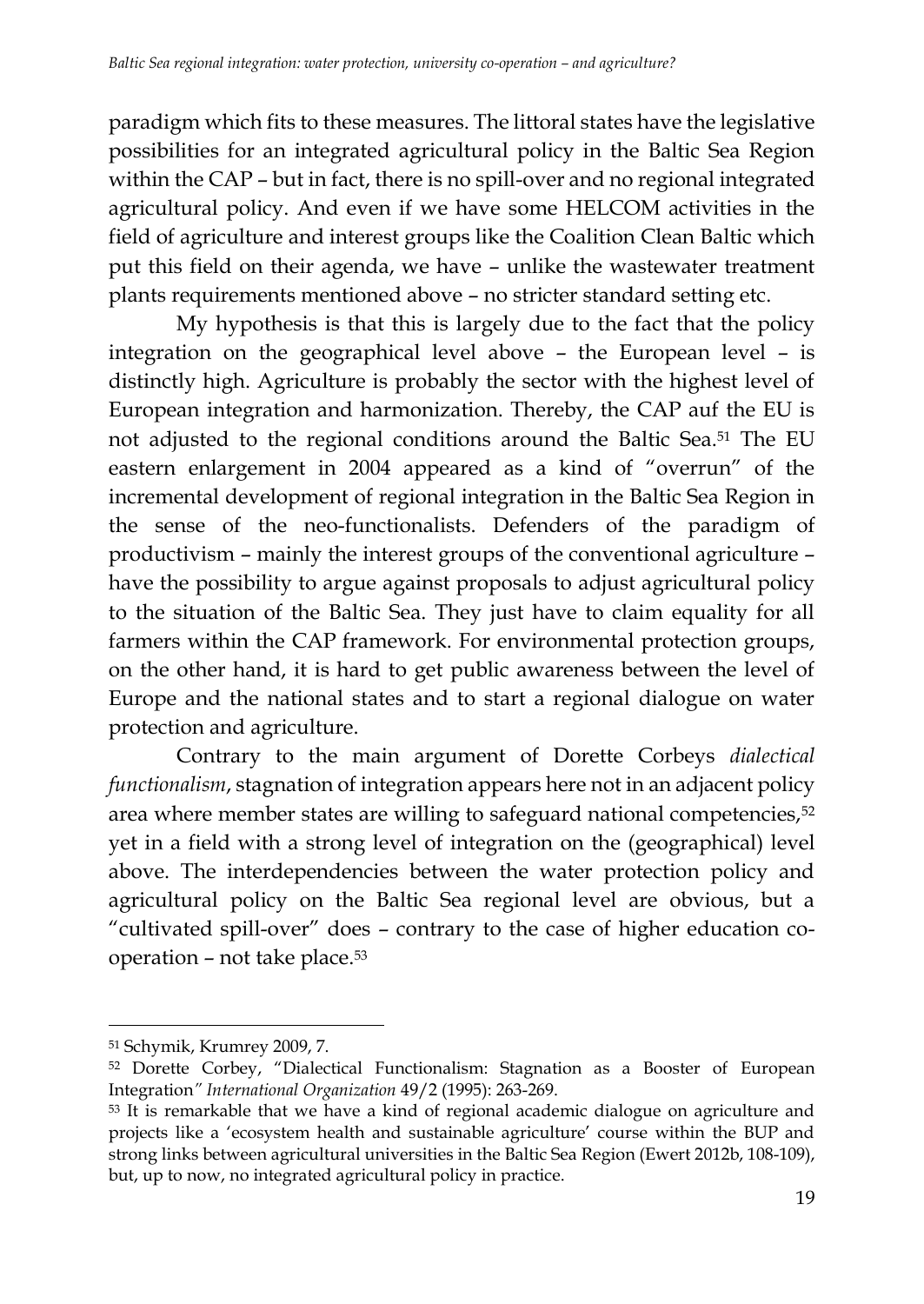paradigm which fits to these measures. The littoral states have the legislative possibilities for an integrated agricultural policy in the Baltic Sea Region within the CAP – but in fact, there is no spill-over and no regional integrated agricultural policy. And even if we have some HELCOM activities in the field of agriculture and interest groups like the Coalition Clean Baltic which put this field on their agenda, we have – unlike the wastewater treatment plants requirements mentioned above – no stricter standard setting etc.

My hypothesis is that this is largely due to the fact that the policy integration on the geographical level above – the European level – is distinctly high. Agriculture is probably the sector with the highest level of European integration and harmonization. Thereby, the CAP auf the EU is not adjusted to the regional conditions around the Baltic Sea.[51] The EU eastern enlargement in 2004 appeared as a kind of "overrun" of the incremental development of regional integration in the Baltic Sea Region in the sense of the neo-functionalists. Defenders of the paradigm of productivism – mainly the interest groups of the conventional agriculture – have the possibility to argue against proposals to adjust agricultural policy to the situation of the Baltic Sea. They just have to claim equality for all farmers within the CAP framework. For environmental protection groups, on the other hand, it is hard to get public awareness between the level of Europe and the national states and to start a regional dialogue on water protection and agriculture.

Contrary to the main argument of Dorette Corbeys *dialectical functionalism*, stagnation of integration appears here not in an adjacent policy area where member states are willing to safeguard national competencies,[52] yet in a field with a strong level of integration on the (geographical) level above. The interdependencies between the water protection policy and agricultural policy on the Baltic Sea regional level are obvious, but a "cultivated spill-over" does – contrary to the case of higher education co-operation – not take place.[53]

---

[51] Schymik, Krumrey 2009, 7.

[52] Dorette Corbey, "Dialectical Functionalism: Stagnation as a Booster of European Integration" *International Organization* 49/2 (1995): 263-269.

[53] It is remarkable that we have a kind of regional academic dialogue on agriculture and projects like a 'ecosystem health and sustainable agriculture' course within the BUP and strong links between agricultural universities in the Baltic Sea Region (Ewert 2012b, 108-109), but, up to now, no integrated agricultural policy in practice.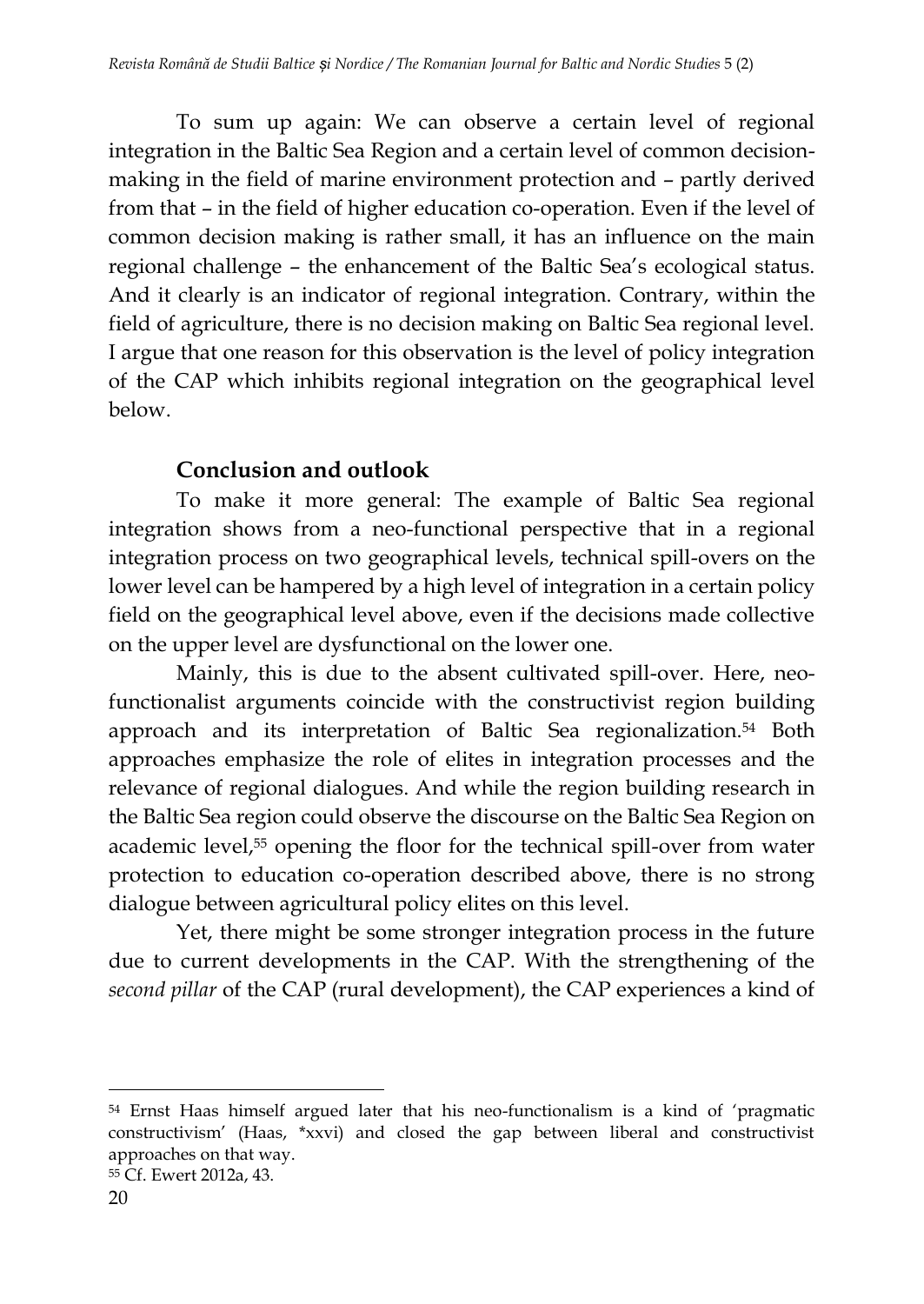To sum up again: We can observe a certain level of regional integration in the Baltic Sea Region and a certain level of common decision-making in the field of marine environment protection and – partly derived from that – in the field of higher education co-operation. Even if the level of common decision making is rather small, it has an influence on the main regional challenge – the enhancement of the Baltic Sea's ecological status. And it clearly is an indicator of regional integration. Contrary, within the field of agriculture, there is no decision making on Baltic Sea regional level. I argue that one reason for this observation is the level of policy integration of the CAP which inhibits regional integration on the geographical level below.

## Conclusion and outlook

To make it more general: The example of Baltic Sea regional integration shows from a neo-functional perspective that in a regional integration process on two geographical levels, technical spill-overs on the lower level can be hampered by a high level of integration in a certain policy field on the geographical level above, even if the decisions made collective on the upper level are dysfunctional on the lower one.

Mainly, this is due to the absent cultivated spill-over. Here, neo-functionalist arguments coincide with the constructivist region building approach and its interpretation of Baltic Sea regionalization.[54] Both approaches emphasize the role of elites in integration processes and the relevance of regional dialogues. And while the region building research in the Baltic Sea region could observe the discourse on the Baltic Sea Region on academic level,[55] opening the floor for the technical spill-over from water protection to education co-operation described above, there is no strong dialogue between agricultural policy elites on this level.

Yet, there might be some stronger integration process in the future due to current developments in the CAP. With the strengthening of the *second pillar* of the CAP (rural development), the CAP experiences a kind of

---

[54] Ernst Haas himself argued later that his neo-functionalism is a kind of 'pragmatic constructivism' (Haas, *xxvi) and closed the gap between liberal and constructivist approaches on that way.

[55] Cf. Ewert 2012a, 43.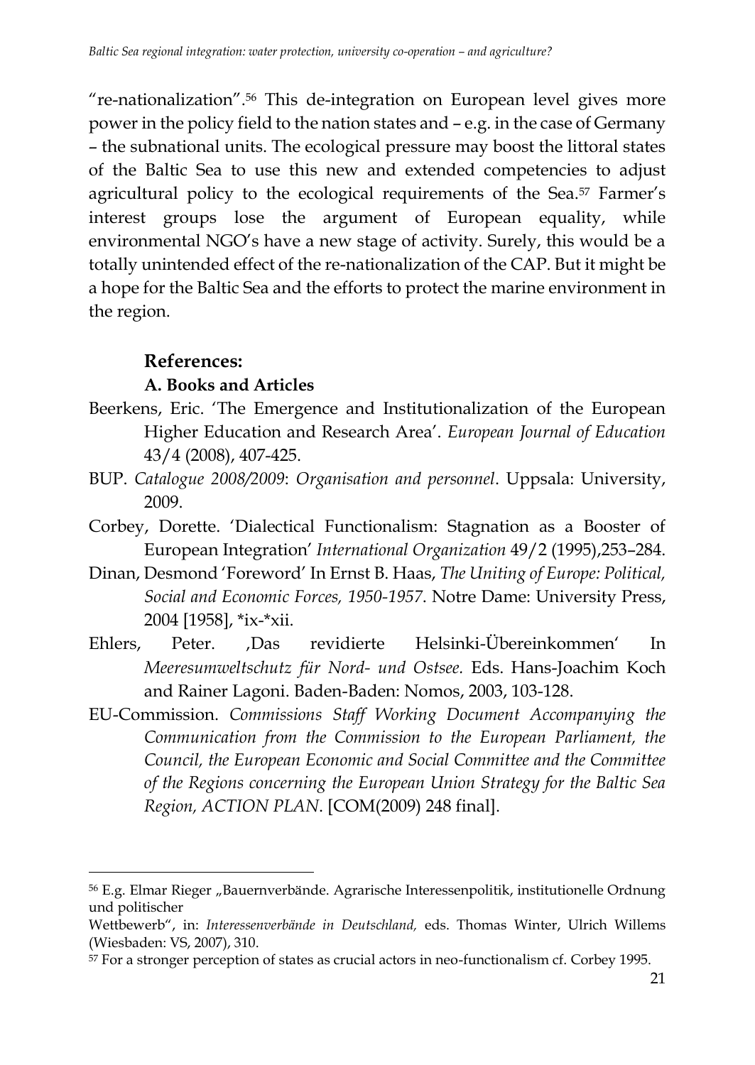"re-nationalization".[56] This de-integration on European level gives more power in the policy field to the nation states and – e.g. in the case of Germany – the subnational units. The ecological pressure may boost the littoral states of the Baltic Sea to use this new and extended competencies to adjust agricultural policy to the ecological requirements of the Sea.[57] Farmer's interest groups lose the argument of European equality, while environmental NGO's have a new stage of activity. Surely, this would be a totally unintended effect of the re-nationalization of the CAP. But it might be a hope for the Baltic Sea and the efforts to protect the marine environment in the region.

## References:

### A. Books and Articles

Beerkens, Eric. 'The Emergence and Institutionalization of the European Higher Education and Research Area'. *European Journal of Education* 43/4 (2008), 407-425.

BUP. *Catalogue 2008/2009*: *Organisation and personnel*. Uppsala: University, 2009.

Corbey, Dorette. 'Dialectical Functionalism: Stagnation as a Booster of European Integration' *International Organization* 49/2 (1995),253–284.

Dinan, Desmond 'Foreword' In Ernst B. Haas, *The Uniting of Europe: Political, Social and Economic Forces, 1950-1957*. Notre Dame: University Press, 2004 [1958], *ix-*xii.

Ehlers, Peter. ‚Das revidierte Helsinki-Übereinkommen' In *Meeresumweltschutz für Nord- und Ostsee.* Eds. Hans-Joachim Koch and Rainer Lagoni. Baden-Baden: Nomos, 2003, 103-128.

EU-Commission. *Commissions Staff Working Document Accompanying the Communication from the Commission to the European Parliament, the Council, the European Economic and Social Committee and the Committee of the Regions concerning the European Union Strategy for the Baltic Sea Region, ACTION PLAN*. [COM(2009) 248 final].

---

[56] E.g. Elmar Rieger „Bauernverbände. Agrarische Interessenpolitik, institutionelle Ordnung und politischer Wettbewerb", in: *Interessenverbände in Deutschland,* eds. Thomas Winter, Ulrich Willems (Wiesbaden: VS, 2007), 310.

[57] For a stronger perception of states as crucial actors in neo-functionalism cf. Corbey 1995.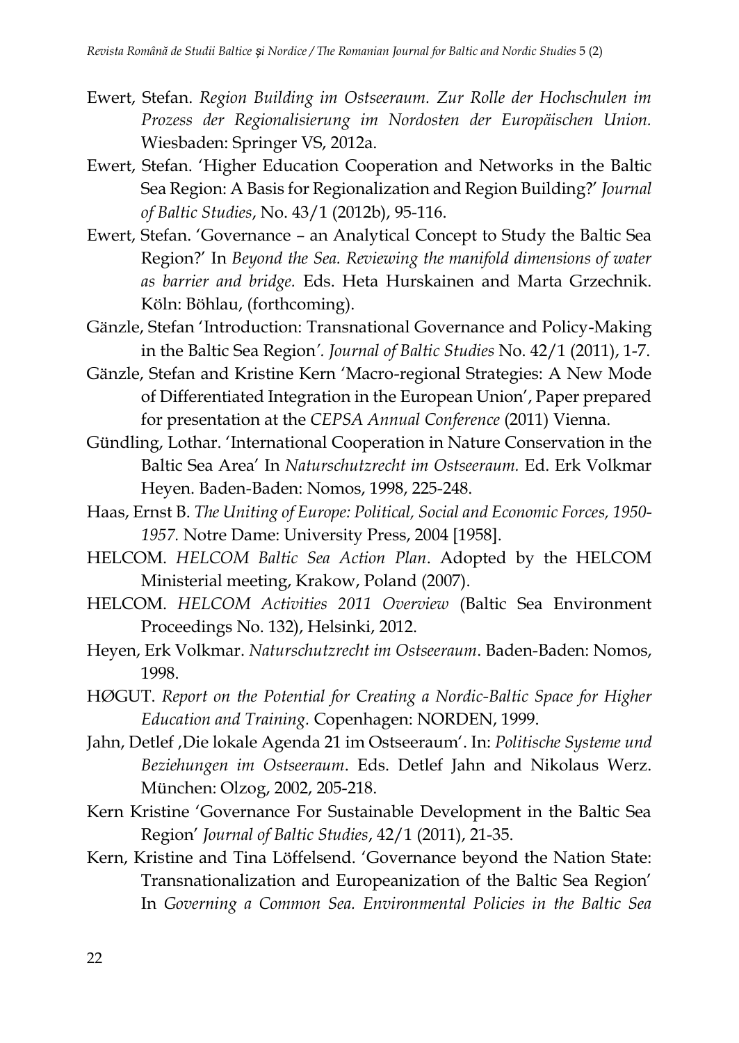Ewert, Stefan. *Region Building im Ostseeraum. Zur Rolle der Hochschulen im Prozess der Regionalisierung im Nordosten der Europäischen Union.* Wiesbaden: Springer VS, 2012a.

Ewert, Stefan. 'Higher Education Cooperation and Networks in the Baltic Sea Region: A Basis for Regionalization and Region Building?' *Journal of Baltic Studies*, No. 43/1 (2012b), 95-116.

Ewert, Stefan. 'Governance – an Analytical Concept to Study the Baltic Sea Region?' In *Beyond the Sea. Reviewing the manifold dimensions of water as barrier and bridge.* Eds. Heta Hurskainen and Marta Grzechnik. Köln: Böhlau, (forthcoming).

Gänzle, Stefan 'Introduction: Transnational Governance and Policy-Making in the Baltic Sea Region'. *Journal of Baltic Studies* No. 42/1 (2011), 1-7.

Gänzle, Stefan and Kristine Kern 'Macro-regional Strategies: A New Mode of Differentiated Integration in the European Union', Paper prepared for presentation at the *CEPSA Annual Conference* (2011) Vienna.

Gündling, Lothar. 'International Cooperation in Nature Conservation in the Baltic Sea Area' In *Naturschutzrecht im Ostseeraum.* Ed. Erk Volkmar Heyen. Baden-Baden: Nomos, 1998, 225-248.

Haas, Ernst B. *The Uniting of Europe: Political, Social and Economic Forces, 1950-1957.* Notre Dame: University Press, 2004 [1958].

HELCOM. *HELCOM Baltic Sea Action Plan*. Adopted by the HELCOM Ministerial meeting, Krakow, Poland (2007).

HELCOM. *HELCOM Activities 2011 Overview* (Baltic Sea Environment Proceedings No. 132), Helsinki, 2012.

Heyen, Erk Volkmar. *Naturschutzrecht im Ostseeraum*. Baden-Baden: Nomos, 1998.

HØGUT. *Report on the Potential for Creating a Nordic-Baltic Space for Higher Education and Training.* Copenhagen: NORDEN, 1999.

Jahn, Detlef ‚Die lokale Agenda 21 im Ostseeraum'. In: *Politische Systeme und Beziehungen im Ostseeraum*. Eds. Detlef Jahn and Nikolaus Werz. München: Olzog, 2002, 205-218.

Kern Kristine 'Governance For Sustainable Development in the Baltic Sea Region' *Journal of Baltic Studies*, 42/1 (2011), 21-35.

Kern, Kristine and Tina Löffelsend. 'Governance beyond the Nation State: Transnationalization and Europeanization of the Baltic Sea Region' In *Governing a Common Sea. Environmental Policies in the Baltic Sea*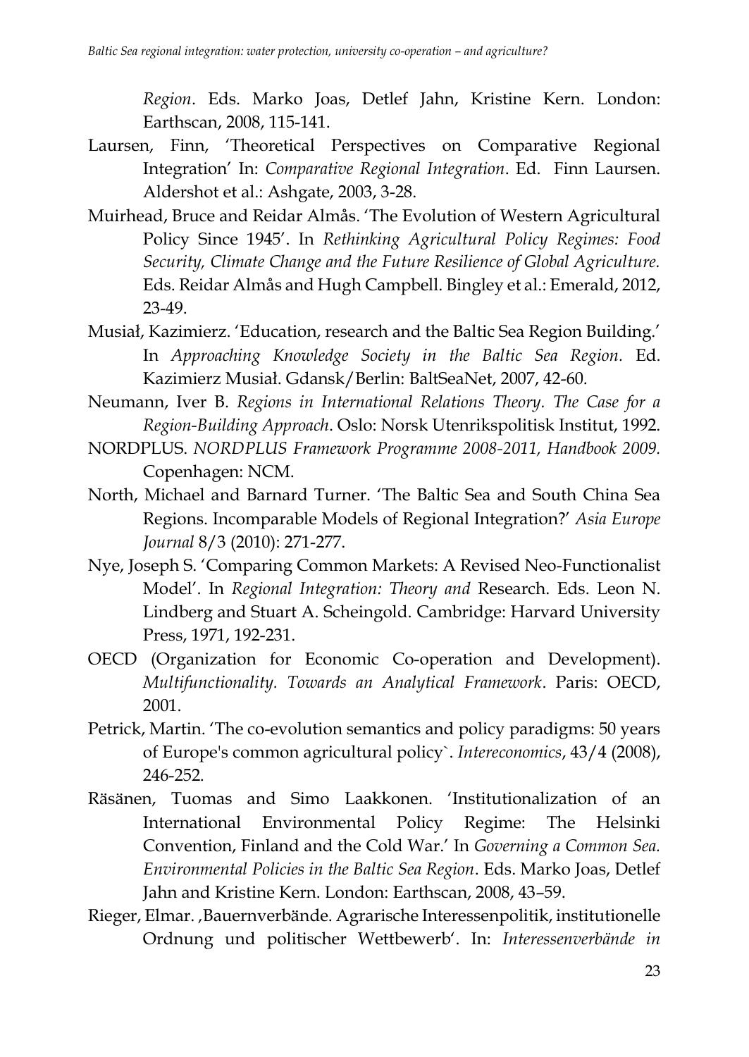*Region*. Eds. Marko Joas, Detlef Jahn, Kristine Kern. London: Earthscan, 2008, 115-141.

Laursen, Finn, 'Theoretical Perspectives on Comparative Regional Integration' In: *Comparative Regional Integration*. Ed. Finn Laursen. Aldershot et al.: Ashgate, 2003, 3-28.

Muirhead, Bruce and Reidar Almås. 'The Evolution of Western Agricultural Policy Since 1945'. In *Rethinking Agricultural Policy Regimes: Food Security, Climate Change and the Future Resilience of Global Agriculture.* Eds. Reidar Almås and Hugh Campbell. Bingley et al.: Emerald, 2012, 23-49.

Musiał, Kazimierz. 'Education, research and the Baltic Sea Region Building.' In *Approaching Knowledge Society in the Baltic Sea Region*. Ed. Kazimierz Musiał. Gdansk/Berlin: BaltSeaNet, 2007, 42-60.

Neumann, Iver B. *Regions in International Relations Theory. The Case for a Region-Building Approach*. Oslo: Norsk Utenrikspolitisk Institut, 1992.

NORDPLUS. *NORDPLUS Framework Programme 2008-2011, Handbook 2009.* Copenhagen: NCM.

North, Michael and Barnard Turner. 'The Baltic Sea and South China Sea Regions. Incomparable Models of Regional Integration?' *Asia Europe Journal* 8/3 (2010): 271-277.

Nye, Joseph S. 'Comparing Common Markets: A Revised Neo-Functionalist Model'. In *Regional Integration: Theory and* Research. Eds. Leon N. Lindberg and Stuart A. Scheingold. Cambridge: Harvard University Press, 1971, 192-231.

OECD (Organization for Economic Co-operation and Development). *Multifunctionality. Towards an Analytical Framework*. Paris: OECD, 2001.

Petrick, Martin. 'The co-evolution semantics and policy paradigms: 50 years of Europe's common agricultural policy`. *Intereconomics*, 43/4 (2008), 246-252.

Räsänen, Tuomas and Simo Laakkonen. 'Institutionalization of an International Environmental Policy Regime: The Helsinki Convention, Finland and the Cold War.' In *Governing a Common Sea. Environmental Policies in the Baltic Sea Region*. Eds. Marko Joas, Detlef Jahn and Kristine Kern. London: Earthscan, 2008, 43–59.

Rieger, Elmar. ‚Bauernverbände. Agrarische Interessenpolitik, institutionelle Ordnung und politischer Wettbewerb'. In: *Interessenverbände in*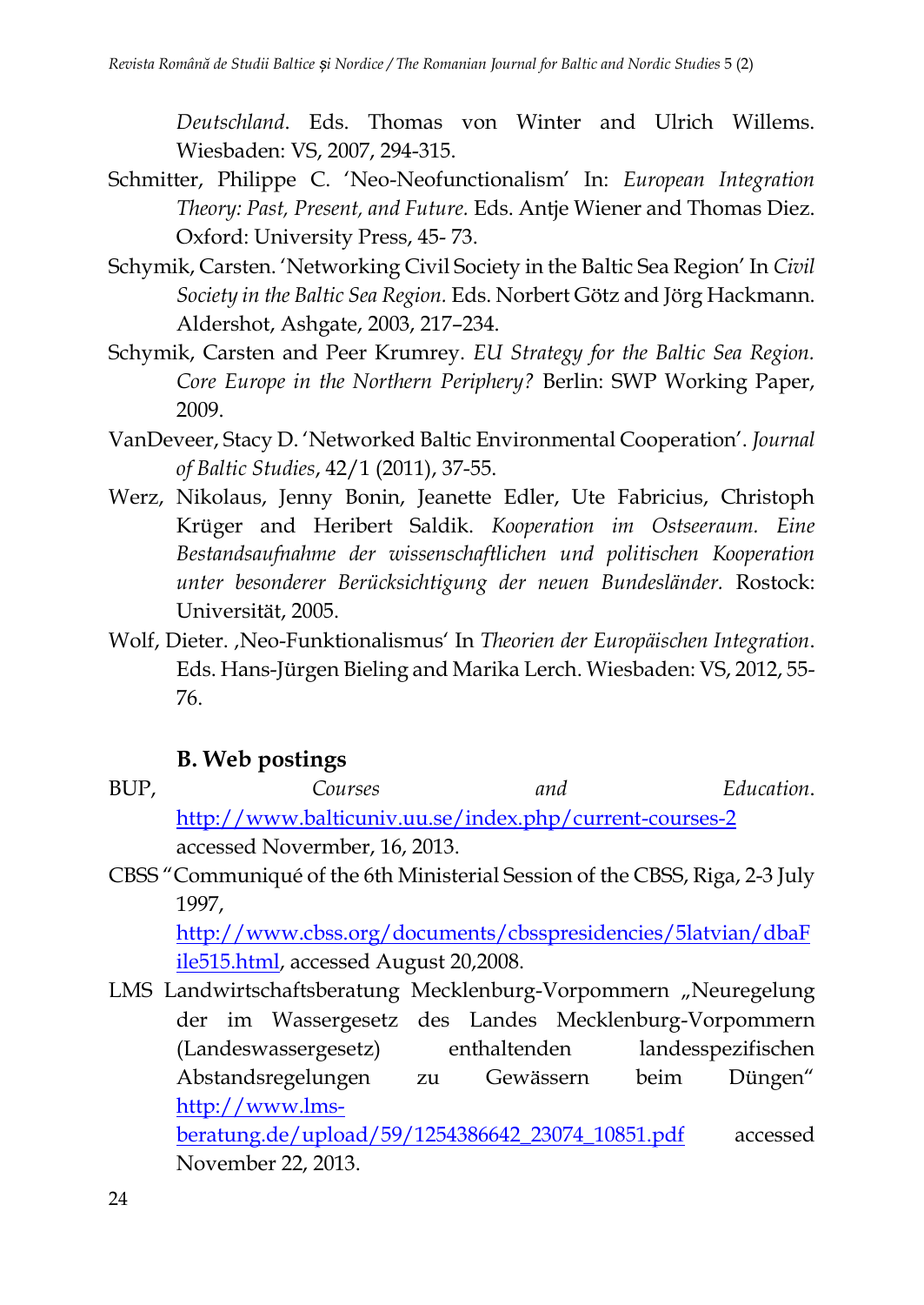*Deutschland*. Eds. Thomas von Winter and Ulrich Willems. Wiesbaden: VS, 2007, 294-315.

Schmitter, Philippe C. 'Neo-Neofunctionalism' In: *European Integration Theory: Past, Present, and Future.* Eds. Antje Wiener and Thomas Diez. Oxford: University Press, 45- 73.

Schymik, Carsten. 'Networking Civil Society in the Baltic Sea Region' In *Civil Society in the Baltic Sea Region.* Eds. Norbert Götz and Jörg Hackmann. Aldershot, Ashgate, 2003, 217–234.

Schymik, Carsten and Peer Krumrey. *EU Strategy for the Baltic Sea Region. Core Europe in the Northern Periphery?* Berlin: SWP Working Paper, 2009.

VanDeveer, Stacy D. 'Networked Baltic Environmental Cooperation'. *Journal of Baltic Studies*, 42/1 (2011), 37-55.

Werz, Nikolaus, Jenny Bonin, Jeanette Edler, Ute Fabricius, Christoph Krüger and Heribert Saldik. *Kooperation im Ostseeraum. Eine Bestandsaufnahme der wissenschaftlichen und politischen Kooperation unter besonderer Berücksichtigung der neuen Bundesländer.* Rostock: Universität, 2005.

Wolf, Dieter. ‚Neo-Funktionalismus' In *Theorien der Europäischen Integration*. Eds. Hans-Jürgen Bieling and Marika Lerch. Wiesbaden: VS, 2012, 55-76.

### B. Web postings

BUP, *Courses and Education*. http://www.balticuniv.uu.se/index.php/current-courses-2 accessed Novermber, 16, 2013.

CBSS "Communiqué of the 6th Ministerial Session of the CBSS, Riga, 2-3 July 1997, http://www.cbss.org/documents/cbsspresidencies/5latvian/dbaFile515.html, accessed August 20,2008.

LMS Landwirtschaftsberatung Mecklenburg-Vorpommern „Neuregelung der im Wassergesetz des Landes Mecklenburg-Vorpommern (Landeswassergesetz) enthaltenden landesspezifischen Abstandsregelungen zu Gewässern beim Düngen" http://www.lms-beratung.de/upload/59/1254386642_23074_10851.pdf accessed November 22, 2013.